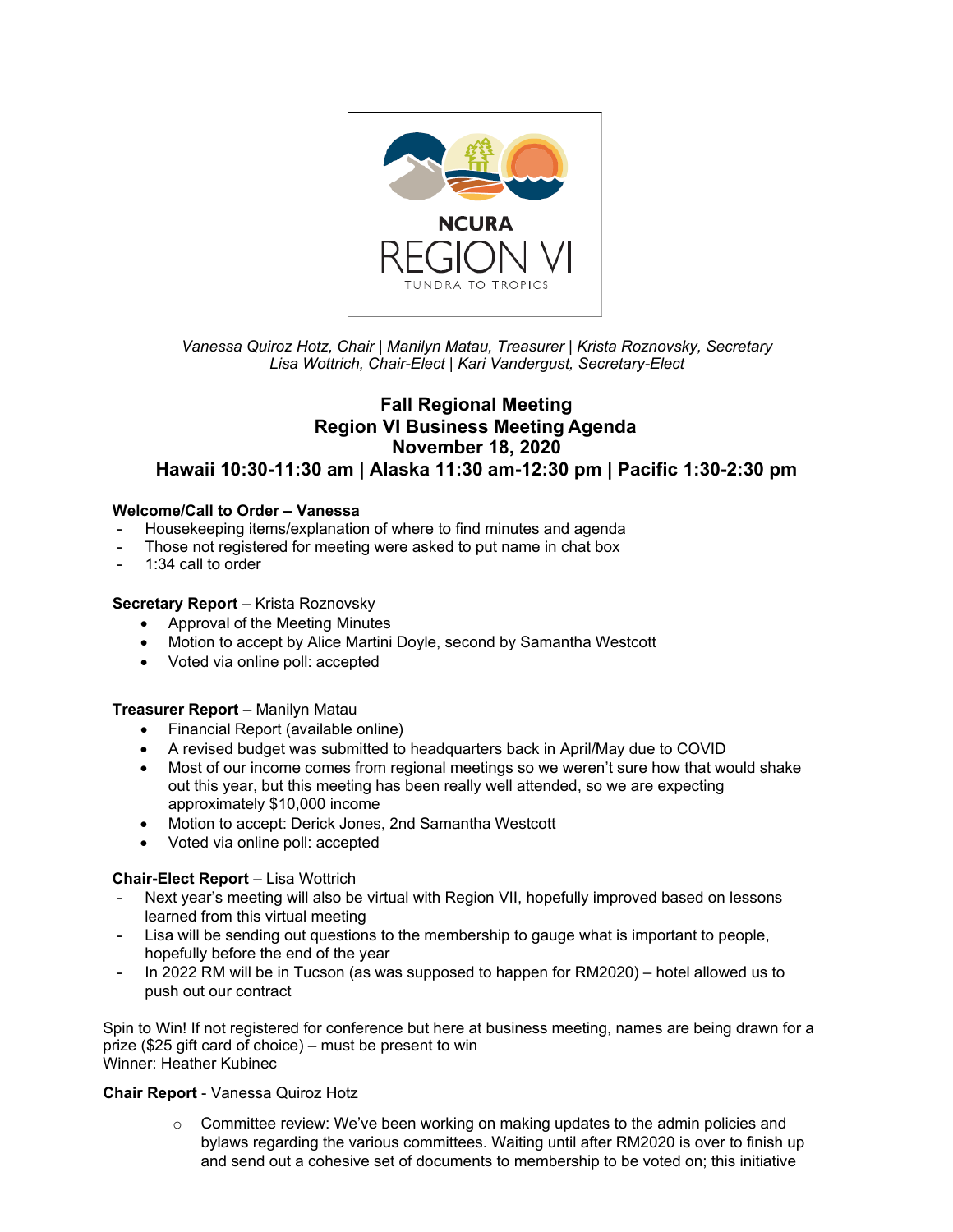NCURA REGION VI

TUNDRA TO TROPICS

*Vanessa Quiroz Hotz, Chair | Manilyn Matau, Treasurer | Krista Roznovsky, Secretary*
*Lisa Wottrich, Chair-Elect | Kari Vandergust, Secretary-Elect*

## Fall Regional Meeting
## Region VI Business Meeting Agenda
## November 18, 2020
## Hawaii 10:30-11:30 am | Alaska 11:30 am-12:30 pm | Pacific 1:30-2:30 pm

**Welcome/Call to Order – Vanessa**

- Housekeeping items/explanation of where to find minutes and agenda
- Those not registered for meeting were asked to put name in chat box
- 1:34 call to order

**Secretary Report** – Krista Roznovsky

- Approval of the Meeting Minutes
- Motion to accept by Alice Martini Doyle, second by Samantha Westcott
- Voted via online poll: accepted

**Treasurer Report** – Manilyn Matau

- Financial Report (available online)
- A revised budget was submitted to headquarters back in April/May due to COVID
- Most of our income comes from regional meetings so we weren't sure how that would shake out this year, but this meeting has been really well attended, so we are expecting approximately $10,000 income
- Motion to accept: Derick Jones, 2nd Samantha Westcott
- Voted via online poll: accepted

**Chair-Elect Report** – Lisa Wottrich

- Next year's meeting will also be virtual with Region VII, hopefully improved based on lessons learned from this virtual meeting
- Lisa will be sending out questions to the membership to gauge what is important to people, hopefully before the end of the year
- In 2022 RM will be in Tucson (as was supposed to happen for RM2020) – hotel allowed us to push out our contract

Spin to Win! If not registered for conference but here at business meeting, names are being drawn for a prize ($25 gift card of choice) – must be present to win
Winner: Heather Kubinec

**Chair Report** - Vanessa Quiroz Hotz

- Committee review: We've been working on making updates to the admin policies and bylaws regarding the various committees. Waiting until after RM2020 is over to finish up and send out a cohesive set of documents to membership to be voted on; this initiative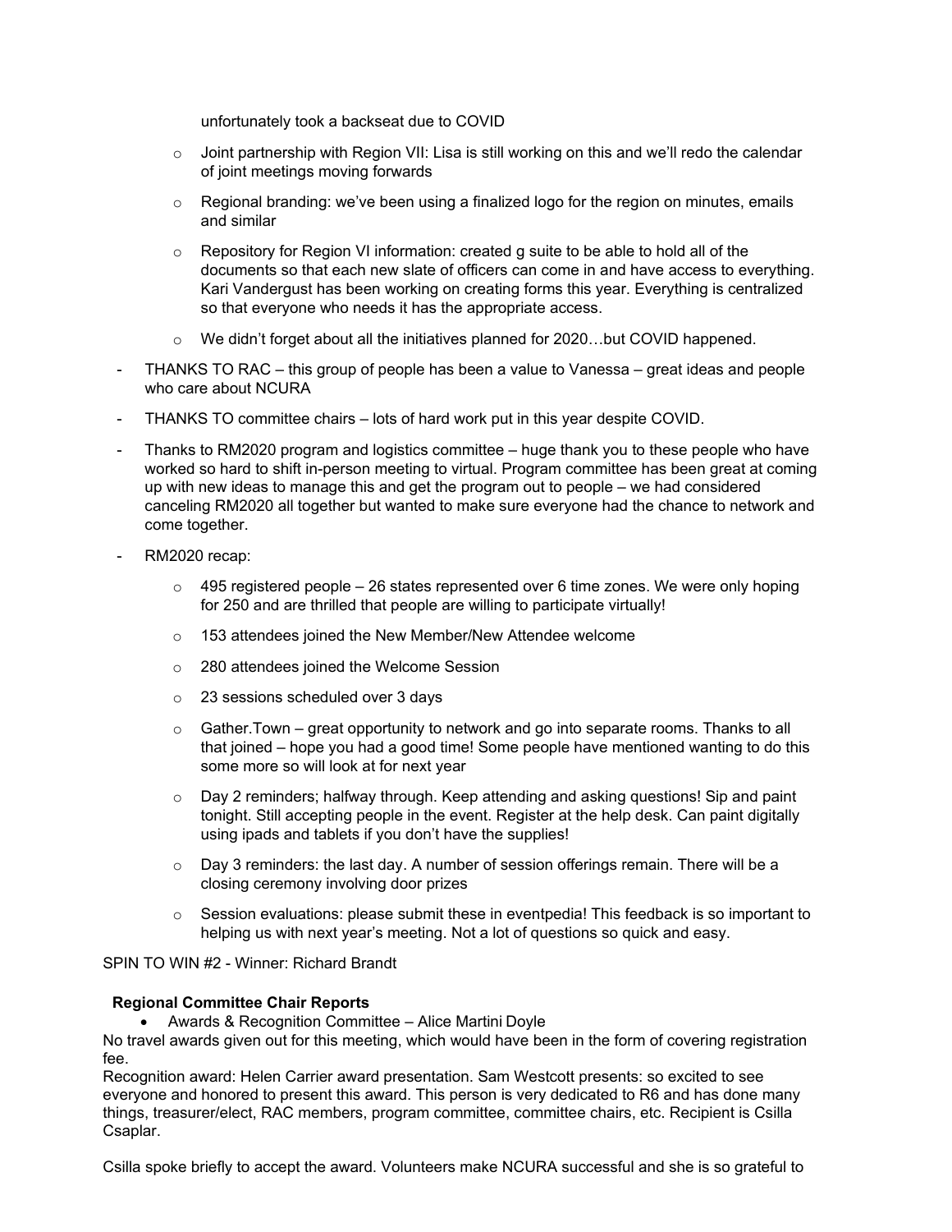unfortunately took a backseat due to COVID

  - Joint partnership with Region VII: Lisa is still working on this and we'll redo the calendar of joint meetings moving forwards
  - Regional branding: we've been using a finalized logo for the region on minutes, emails and similar
  - Repository for Region VI information: created g suite to be able to hold all of the documents so that each new slate of officers can come in and have access to everything. Kari Vandergust has been working on creating forms this year. Everything is centralized so that everyone who needs it has the appropriate access.
  - We didn't forget about all the initiatives planned for 2020…but COVID happened.

- THANKS TO RAC – this group of people has been a value to Vanessa – great ideas and people who care about NCURA
- THANKS TO committee chairs – lots of hard work put in this year despite COVID.
- Thanks to RM2020 program and logistics committee – huge thank you to these people who have worked so hard to shift in-person meeting to virtual. Program committee has been great at coming up with new ideas to manage this and get the program out to people – we had considered canceling RM2020 all together but wanted to make sure everyone had the chance to network and come together.
- RM2020 recap:
  - 495 registered people – 26 states represented over 6 time zones. We were only hoping for 250 and are thrilled that people are willing to participate virtually!
  - 153 attendees joined the New Member/New Attendee welcome
  - 280 attendees joined the Welcome Session
  - 23 sessions scheduled over 3 days
  - Gather.Town – great opportunity to network and go into separate rooms. Thanks to all that joined – hope you had a good time! Some people have mentioned wanting to do this some more so will look at for next year
  - Day 2 reminders; halfway through. Keep attending and asking questions! Sip and paint tonight. Still accepting people in the event. Register at the help desk. Can paint digitally using ipads and tablets if you don't have the supplies!
  - Day 3 reminders: the last day. A number of session offerings remain. There will be a closing ceremony involving door prizes
  - Session evaluations: please submit these in eventpedia! This feedback is so important to helping us with next year's meeting. Not a lot of questions so quick and easy.

SPIN TO WIN #2 - Winner: Richard Brandt

**Regional Committee Chair Reports**

- Awards & Recognition Committee – Alice Martini Doyle

No travel awards given out for this meeting, which would have been in the form of covering registration fee.

Recognition award: Helen Carrier award presentation. Sam Westcott presents: so excited to see everyone and honored to present this award. This person is very dedicated to R6 and has done many things, treasurer/elect, RAC members, program committee, committee chairs, etc. Recipient is Csilla Csaplar.

Csilla spoke briefly to accept the award. Volunteers make NCURA successful and she is so grateful to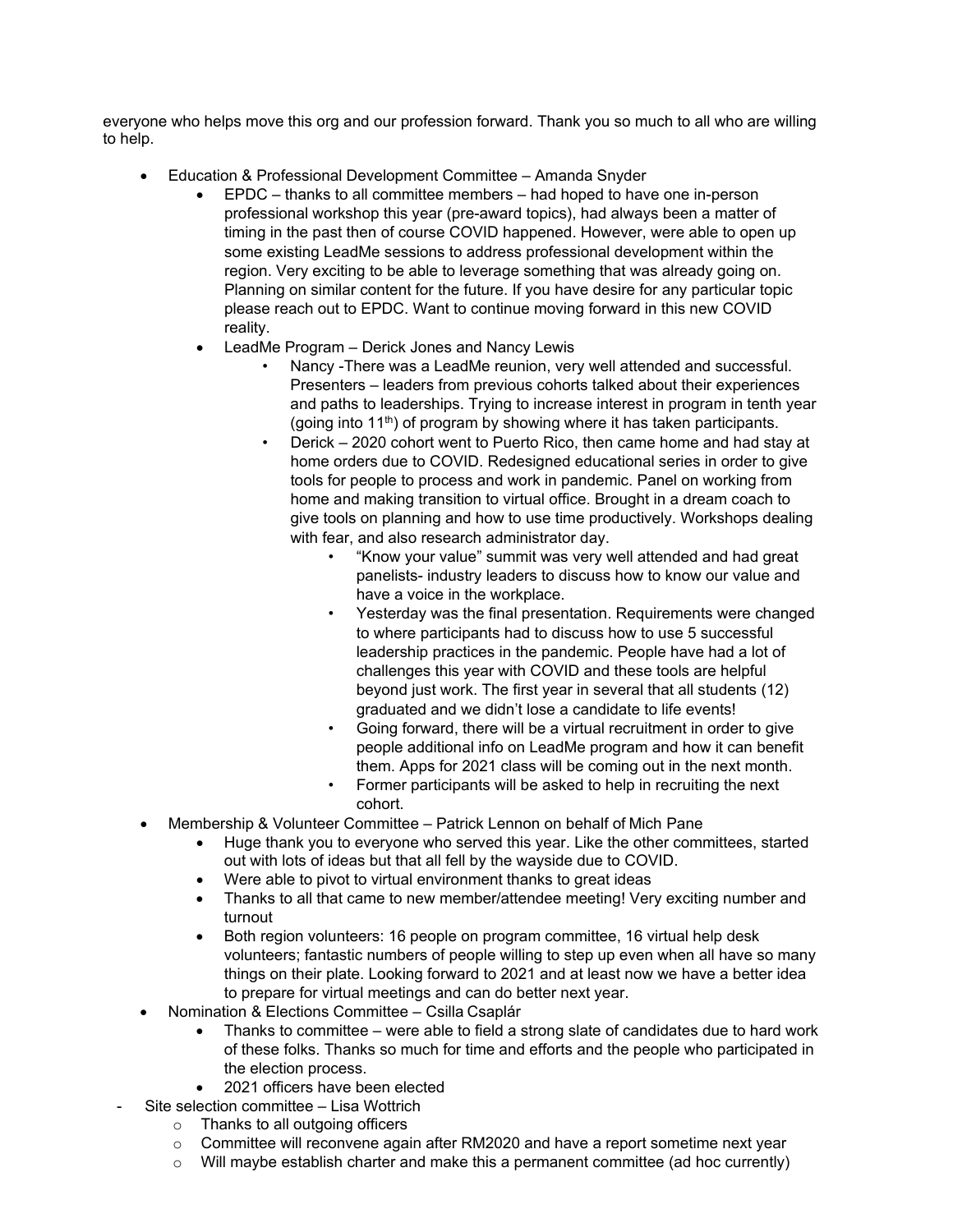everyone who helps move this org and our profession forward. Thank you so much to all who are willing to help.

- Education & Professional Development Committee – Amanda Snyder
    - EPDC – thanks to all committee members – had hoped to have one in-person professional workshop this year (pre-award topics), had always been a matter of timing in the past then of course COVID happened. However, were able to open up some existing LeadMe sessions to address professional development within the region. Very exciting to be able to leverage something that was already going on. Planning on similar content for the future. If you have desire for any particular topic please reach out to EPDC. Want to continue moving forward in this new COVID reality.
    - LeadMe Program – Derick Jones and Nancy Lewis
        - Nancy -There was a LeadMe reunion, very well attended and successful. Presenters – leaders from previous cohorts talked about their experiences and paths to leaderships. Trying to increase interest in program in tenth year (going into 11th) of program by showing where it has taken participants.
        - Derick – 2020 cohort went to Puerto Rico, then came home and had stay at home orders due to COVID. Redesigned educational series in order to give tools for people to process and work in pandemic. Panel on working from home and making transition to virtual office. Brought in a dream coach to give tools on planning and how to use time productively. Workshops dealing with fear, and also research administrator day.
            - "Know your value" summit was very well attended and had great panelists- industry leaders to discuss how to know our value and have a voice in the workplace.
            - Yesterday was the final presentation. Requirements were changed to where participants had to discuss how to use 5 successful leadership practices in the pandemic. People have had a lot of challenges this year with COVID and these tools are helpful beyond just work. The first year in several that all students (12) graduated and we didn't lose a candidate to life events!
            - Going forward, there will be a virtual recruitment in order to give people additional info on LeadMe program and how it can benefit them. Apps for 2021 class will be coming out in the next month.
            - Former participants will be asked to help in recruiting the next cohort.
- Membership & Volunteer Committee – Patrick Lennon on behalf of Mich Pane
    - Huge thank you to everyone who served this year. Like the other committees, started out with lots of ideas but that all fell by the wayside due to COVID.
    - Were able to pivot to virtual environment thanks to great ideas
    - Thanks to all that came to new member/attendee meeting! Very exciting number and turnout
    - Both region volunteers: 16 people on program committee, 16 virtual help desk volunteers; fantastic numbers of people willing to step up even when all have so many things on their plate. Looking forward to 2021 and at least now we have a better idea to prepare for virtual meetings and can do better next year.
- Nomination & Elections Committee – Csilla Csaplár
    - Thanks to committee – were able to field a strong slate of candidates due to hard work of these folks. Thanks so much for time and efforts and the people who participated in the election process.
    - 2021 officers have been elected

- Site selection committee – Lisa Wottrich
    - Thanks to all outgoing officers
    - Committee will reconvene again after RM2020 and have a report sometime next year
    - Will maybe establish charter and make this a permanent committee (ad hoc currently)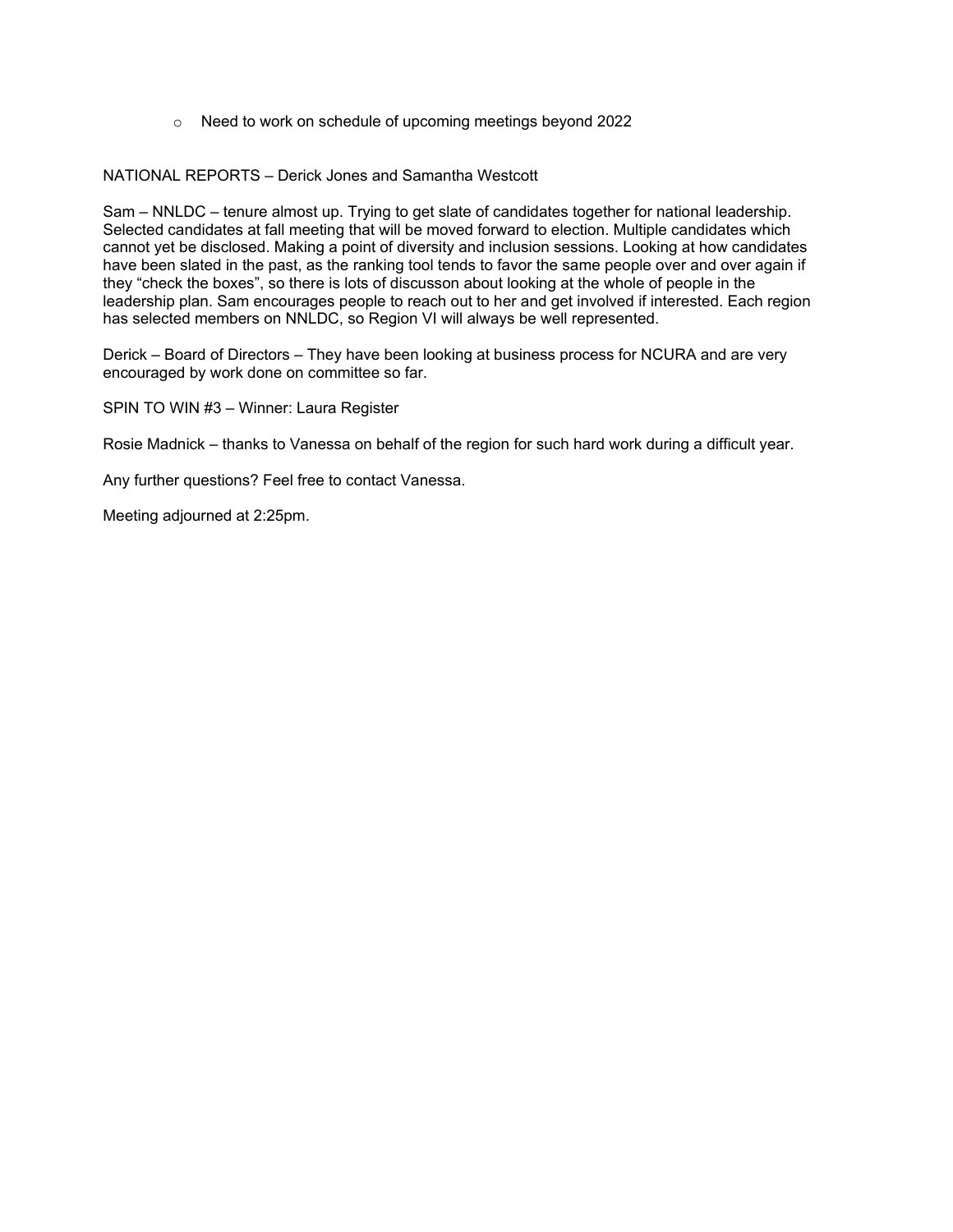- Need to work on schedule of upcoming meetings beyond 2022

NATIONAL REPORTS – Derick Jones and Samantha Westcott

Sam – NNLDC – tenure almost up. Trying to get slate of candidates together for national leadership. Selected candidates at fall meeting that will be moved forward to election. Multiple candidates which cannot yet be disclosed. Making a point of diversity and inclusion sessions. Looking at how candidates have been slated in the past, as the ranking tool tends to favor the same people over and over again if they "check the boxes", so there is lots of discusson about looking at the whole of people in the leadership plan. Sam encourages people to reach out to her and get involved if interested. Each region has selected members on NNLDC, so Region VI will always be well represented.

Derick – Board of Directors – They have been looking at business process for NCURA and are very encouraged by work done on committee so far.

SPIN TO WIN #3 – Winner: Laura Register

Rosie Madnick – thanks to Vanessa on behalf of the region for such hard work during a difficult year.

Any further questions? Feel free to contact Vanessa.

Meeting adjourned at 2:25pm.